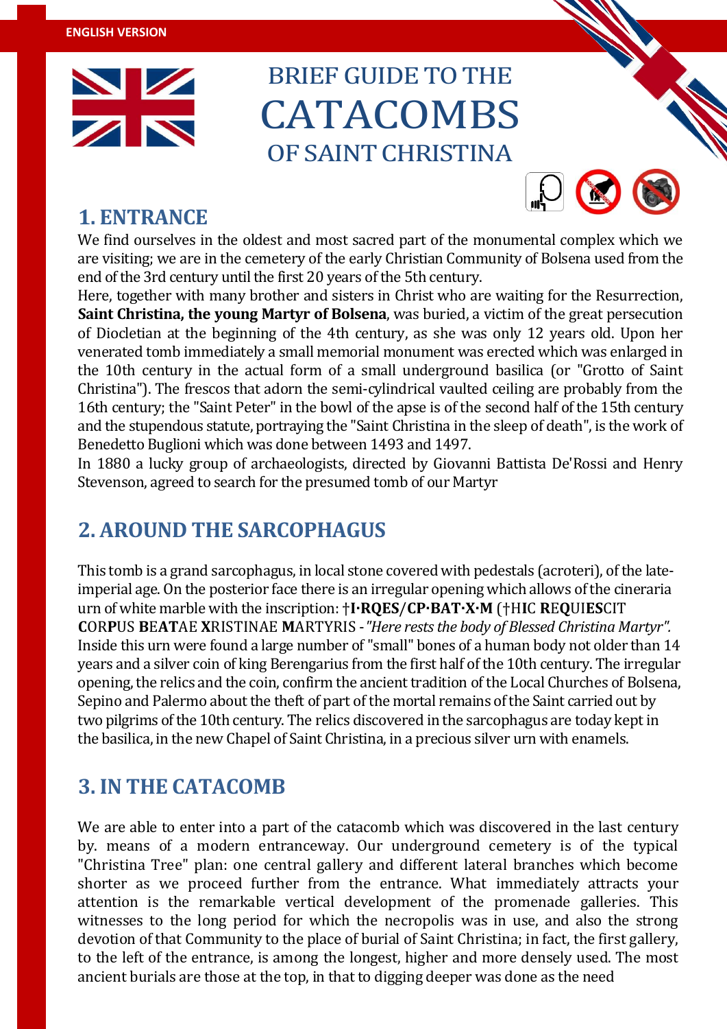ENGLISH VERSION

# BRIEF GUIDE TO THE CATACOMBS OF SAINT CHRISTINA

## 1. ENTRANCE

We find ourselves in the oldest and most sacred part of the monumental complex which we are visiting; we are in the cemetery of the early Christian Community of Bolsena used from the end of the 3rd century until the first 20 years of the 5th century.

Here, together with many brother and sisters in Christ who are waiting for the Resurrection, **Saint Christina, the young Martyr of Bolsena**, was buried, a victim of the great persecution of Diocletian at the beginning of the 4th century, as she was only 12 years old. Upon her venerated tomb immediately a small memorial monument was erected which was enlarged in the 10th century in the actual form of a small underground basilica (or "Grotto of Saint Christina"). The frescos that adorn the semi-cylindrical vaulted ceiling are probably from the 16th century; the "Saint Peter" in the bowl of the apse is of the second half of the 15th century and the stupendous statute, portraying the "Saint Christina in the sleep of death", is the work of Benedetto Buglioni which was done between 1493 and 1497.

In 1880 a lucky group of archaeologists, directed by Giovanni Battista De'Rossi and Henry Stevenson, agreed to search for the presumed tomb of our Martyr

## 2. AROUND THE SARCOPHAGUS

This tomb is a grand sarcophagus, in local stone covered with pedestals (acroteri), of the late-imperial age. On the posterior face there is an irregular opening which allows of the cineraria urn of white marble with the inscription: †**I·RQES/CP·BAT·X·M** (†H**I**C **R**EQUI**ES**CIT **C**OR**P**US **B**EA**T**AE **X**RISTINAE **M**ARTYRIS - *"Here rests the body of Blessed Christina Martyr".* Inside this urn were found a large number of "small" bones of a human body not older than 14 years and a silver coin of king Berengarius from the first half of the 10th century. The irregular opening, the relics and the coin, confirm the ancient tradition of the Local Churches of Bolsena, Sepino and Palermo about the theft of part of the mortal remains of the Saint carried out by two pilgrims of the 10th century. The relics discovered in the sarcophagus are today kept in the basilica, in the new Chapel of Saint Christina, in a precious silver urn with enamels.

## 3. IN THE CATACOMB

We are able to enter into a part of the catacomb which was discovered in the last century by. means of a modern entranceway. Our underground cemetery is of the typical "Christina Tree" plan: one central gallery and different lateral branches which become shorter as we proceed further from the entrance. What immediately attracts your attention is the remarkable vertical development of the promenade galleries. This witnesses to the long period for which the necropolis was in use, and also the strong devotion of that Community to the place of burial of Saint Christina; in fact, the first gallery, to the left of the entrance, is among the longest, higher and more densely used. The most ancient burials are those at the top, in that to digging deeper was done as the need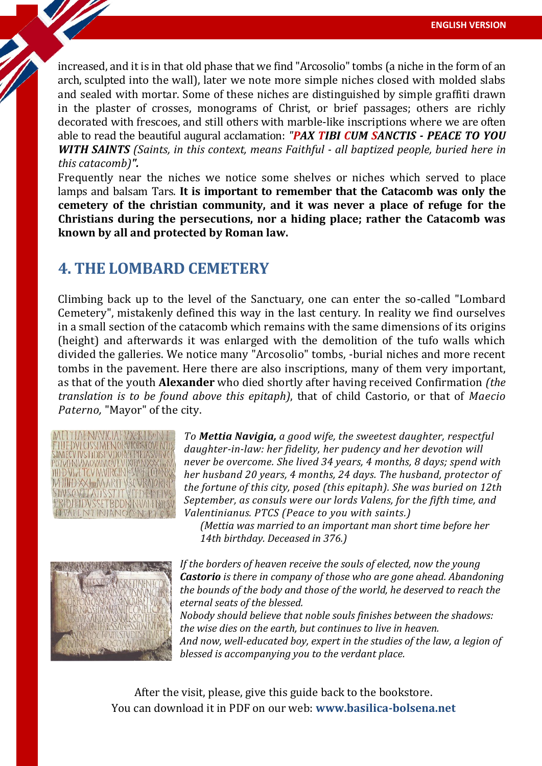increased, and it is in that old phase that we find "Arcosolio" tombs (a niche in the form of an arch, sculpted into the wall), later we note more simple niches closed with molded slabs and sealed with mortar. Some of these niches are distinguished by simple graffiti drawn in the plaster of crosses, monograms of Christ, or brief passages; others are richly decorated with frescoes, and still others with marble-like inscriptions where we are often able to read the beautiful augural acclamation: ***"PAX TIBI CUM SANCTIS - PEACE TO YOU WITH SAINTS** (Saints, in this context, means Faithful - all baptized people, buried here in this catacomb)".*

Frequently near the niches we notice some shelves or niches which served to place lamps and balsam Tars. **It is important to remember that the Catacomb was only the cemetery of the christian community, and it was never a place of refuge for the Christians during the persecutions, nor a hiding place; rather the Catacomb was known by all and protected by Roman law.**

## 4. THE LOMBARD CEMETERY

Climbing back up to the level of the Sanctuary, one can enter the so-called "Lombard Cemetery", mistakenly defined this way in the last century. In reality we find ourselves in a small section of the catacomb which remains with the same dimensions of its origins (height) and afterwards it was enlarged with the demolition of the tufo walls which divided the galleries. We notice many "Arcosolio" tombs, -burial niches and more recent tombs in the pavement. Here there are also inscriptions, many of them very important, as that of the youth **Alexander** who died shortly after having received Confirmation *(the translation is to be found above this epitaph)*, that of child Castorio, or that of *Maecio Paterno*, "Mayor" of the city.

*To **Mettia Navigia,** a good wife, the sweetest daughter, respectful daughter-in-law: her fidelity, her pudency and her devotion will never be overcome. She lived 34 years, 4 months, 8 days; spend with her husband 20 years, 4 months, 24 days. The husband, protector of the fortune of this city, posed (this epitaph). She was buried on 12th September, as consuls were our lords Valens, for the fifth time, and Valentinianus. PTCS (Peace to you with saints.)*

*(Mettia was married to an important man short time before her 14th birthday. Deceased in 376.)*

*If the borders of heaven receive the souls of elected, now the young **Castorio** is there in company of those who are gone ahead. Abandoning the bounds of the body and those of the world, he deserved to reach the eternal seats of the blessed.*

*Nobody should believe that noble souls finishes between the shadows: the wise dies on the earth, but continues to live in heaven.*

*And now, well-educated boy, expert in the studies of the law, a legion of blessed is accompanying you to the verdant place.*

After the visit, please, give this guide back to the bookstore.
You can download it in PDF on our web: **www.basilica-bolsena.net**